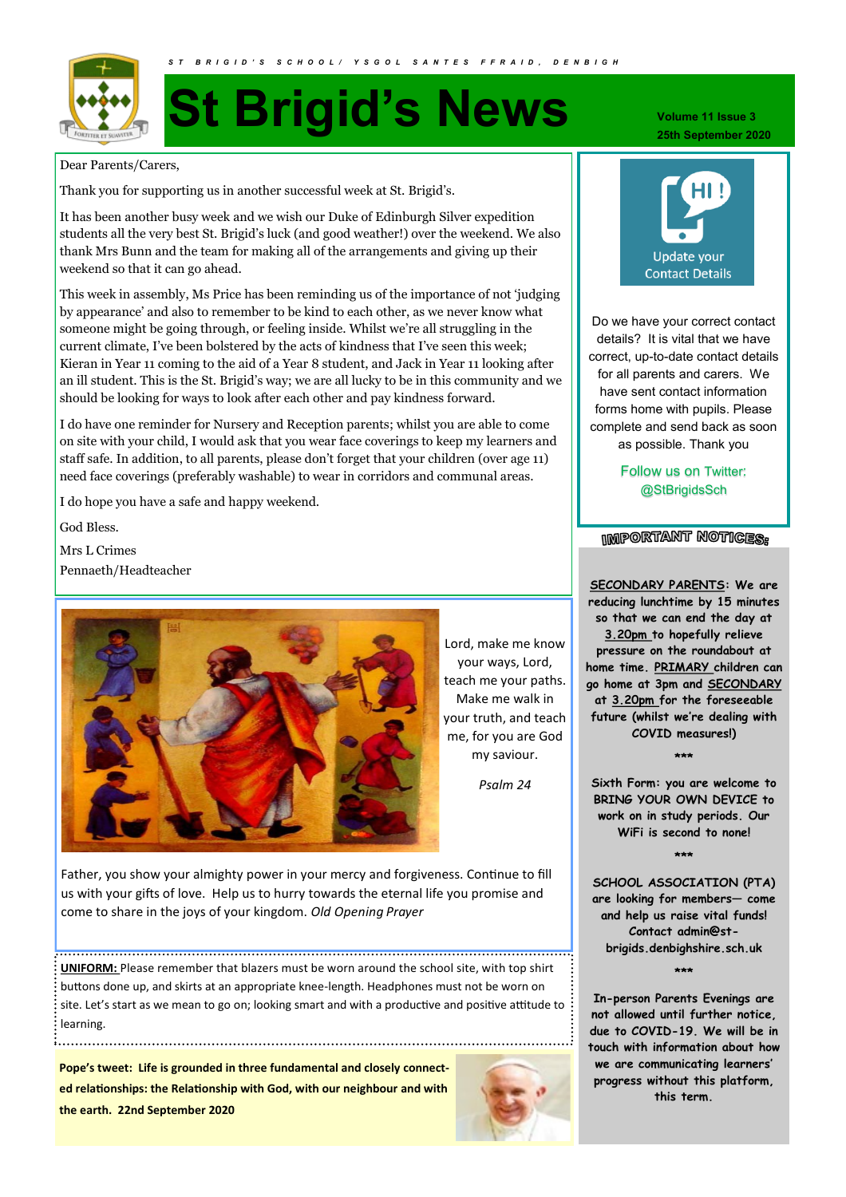ST BRIGID'S SCHOOL/ YSGOL SANTES FFRAID, DENBIGH

# St Brigid's News

Volume 11 Issue 3
25th September 2020

Dear Parents/Carers,

Thank you for supporting us in another successful week at St. Brigid's.

It has been another busy week and we wish our Duke of Edinburgh Silver expedition students all the very best St. Brigid's luck (and good weather!) over the weekend. We also thank Mrs Bunn and the team for making all of the arrangements and giving up their weekend so that it can go ahead.

This week in assembly, Ms Price has been reminding us of the importance of not 'judging by appearance' and also to remember to be kind to each other, as we never know what someone might be going through, or feeling inside. Whilst we're all struggling in the current climate, I've been bolstered by the acts of kindness that I've seen this week; Kieran in Year 11 coming to the aid of a Year 8 student, and Jack in Year 11 looking after an ill student. This is the St. Brigid's way; we are all lucky to be in this community and we should be looking for ways to look after each other and pay kindness forward.

I do have one reminder for Nursery and Reception parents; whilst you are able to come on site with your child, I would ask that you wear face coverings to keep my learners and staff safe. In addition, to all parents, please don't forget that your children (over age 11) need face coverings (preferably washable) to wear in corridors and communal areas.

I do hope you have a safe and happy weekend.

God Bless.

Mrs L Crimes
Pennaeth/Headteacher

Lord, make me know your ways, Lord, teach me your paths. Make me walk in your truth, and teach me, for you are God my saviour.

*Psalm 24*

Father, you show your almighty power in your mercy and forgiveness. Continue to fill us with your gifts of love. Help us to hurry towards the eternal life you promise and come to share in the joys of your kingdom. *Old Opening Prayer*

**UNIFORM:** Please remember that blazers must be worn around the school site, with top shirt buttons done up, and skirts at an appropriate knee-length. Headphones must not be worn on site. Let's start as we mean to go on; looking smart and with a productive and positive attitude to learning.

**Pope's tweet: Life is grounded in three fundamental and closely connected relationships: the Relationship with God, with our neighbour and with the earth. 22nd September 2020**

HI !

Update your Contact Details

Do we have your correct contact details? It is vital that we have correct, up-to-date contact details for all parents and carers. We have sent contact information forms home with pupils. Please complete and send back as soon as possible. Thank you

Follow us on Twitter: @StBrigidsSch

## IMPORTANT NOTICES:

SECONDARY PARENTS: We are reducing lunchtime by 15 minutes so that we can end the day at 3.20pm to hopefully relieve pressure on the roundabout at home time. PRIMARY children can go home at 3pm and SECONDARY at 3.20pm for the foreseeable future (whilst we're dealing with COVID measures!)

\*\*\*

Sixth Form: you are welcome to BRING YOUR OWN DEVICE to work on in study periods. Our WiFi is second to none!

\*\*\*

SCHOOL ASSOCIATION (PTA) are looking for members— come and help us raise vital funds! Contact admin@st-brigids.denbighshire.sch.uk

\*\*\*

In-person Parents Evenings are not allowed until further notice, due to COVID-19. We will be in touch with information about how we are communicating learners' progress without this platform, this term.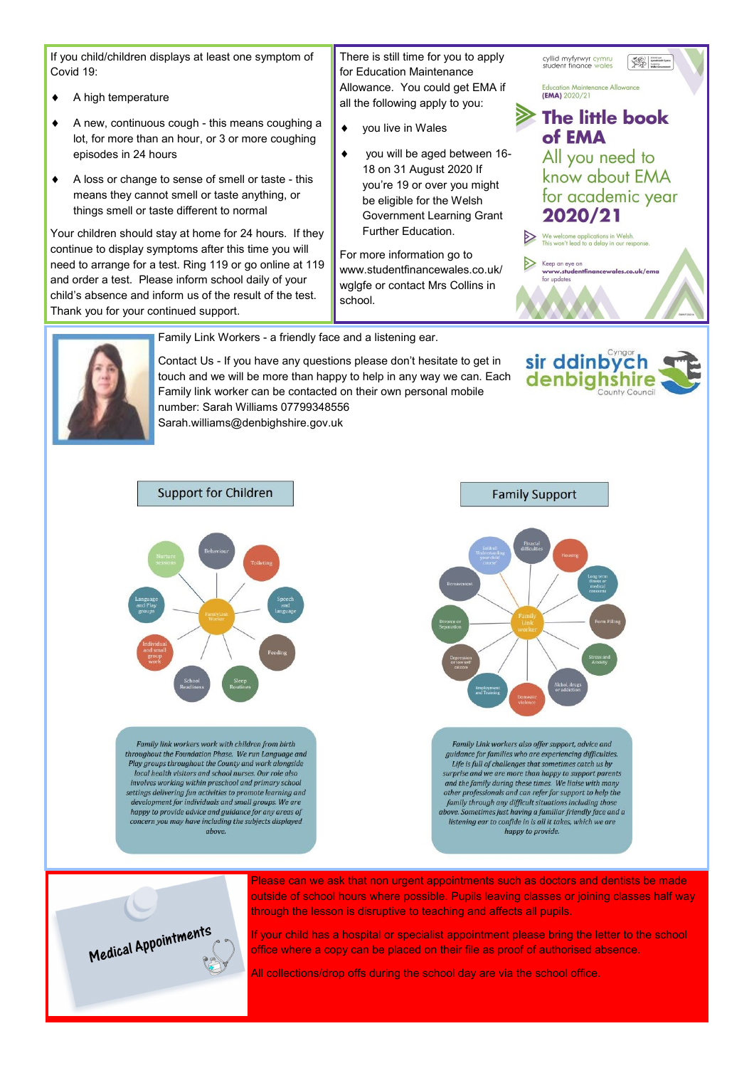If you child/children displays at least one symptom of Covid 19:

- A high temperature
- A new, continuous cough - this means coughing a lot, for more than an hour, or 3 or more coughing episodes in 24 hours
- A loss or change to sense of smell or taste - this means they cannot smell or taste anything, or things smell or taste different to normal

Your children should stay at home for 24 hours. If they continue to display symptoms after this time you will need to arrange for a test. Ring 119 or go online at 119 and order a test. Please inform school daily of your child's absence and inform us of the result of the test. Thank you for your continued support.

There is still time for you to apply for Education Maintenance Allowance. You could get EMA if all the following apply to you:

- you live in Wales
- you will be aged between 16-18 on 31 August 2020 If you're 19 or over you might be eligible for the Welsh Government Learning Grant Further Education.

For more information go to www.studentfinancewales.co.uk/wglgfe or contact Mrs Collins in school.

cyllid myfyrwyr cymru
student finance wales

Education Maintenance Allowance (EMA) 2020/21

**The little book of EMA**

All you need to know about EMA for academic year **2020/21**

We welcome applications in Welsh. This won't lead to a delay in our response.

Keep an eye on **www.studentfinancewales.co.uk/ema** for updates

Family Link Workers - a friendly face and a listening ear.

Contact Us - If you have any questions please don't hesitate to get in touch and we will be more than happy to help in any way we can. Each Family link worker can be contacted on their own personal mobile number: Sarah Williams 07799348556
Sarah.williams@denbighshire.gov.uk

Cyngor sir ddinbych denbighshire County Council

## Support for Children

Family Link Worker
Behaviour
Toileting
Speech and language
Feeding
Sleep Routines
School Readiness
Individual and small group work
Language and Play groups
Nurture sessions

*Family link workers work with children from birth throughout the Foundation Phase. We run Language and Play groups throughout the County and work alongside local health visitors and school nurses. Our role also involves working within preschool and primary school settings delivering fun activities to promote learning and development for individuals and small groups. We are happy to provide advice and guidance for any areas of concern you may have including the subjects displayed above.*

## Family Support

Family Link worker
Financial difficulties
Housing
Long term illness or medical concerns
Form Filling
Stress and Anxiety
Alchol, drugs or addiction
Domestic violence
Employment and Training
Depression or low self esteem
Divorce or Separation
Bereavement
Looking at Understanding your child

*Family Link workers also offer support, advice and guidance for families who are experiencing difficulties. Life is full of challenges that sometimes catch us by surprise and we are more than happy to support parents and the family during these times. We liaise with many other professionals and can refer for support to help the family through any difficult situations including those above. Sometimes just having a familiar friendly face and a listening ear to confide in is all it takes, which we are happy to provide.*

Medical Appointments

Please can we ask that non urgent appointments such as doctors and dentists be made outside of school hours where possible. Pupils leaving classes or joining classes half way through the lesson is disruptive to teaching and affects all pupils.

If your child has a hospital or specialist appointment please bring the letter to the school office where a copy can be placed on their file as proof of authorised absence.

All collections/drop offs during the school day are via the school office.